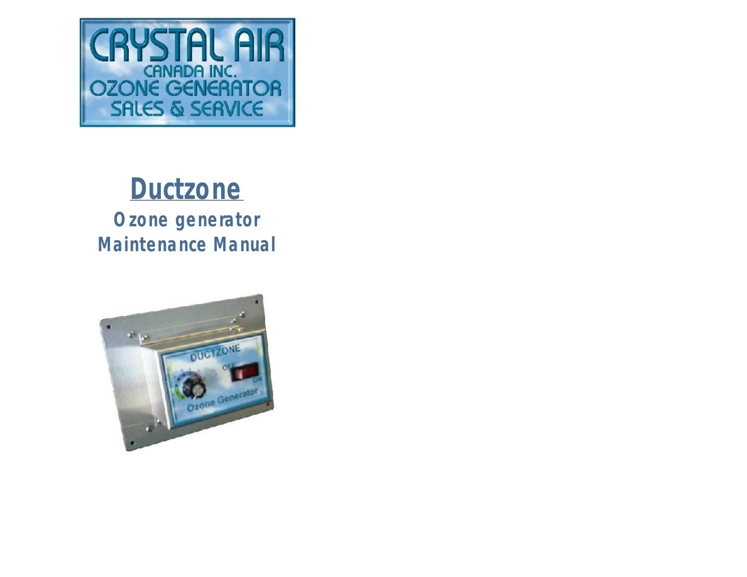# Ductzone

**Ozone generator**
**Maintenance Manual**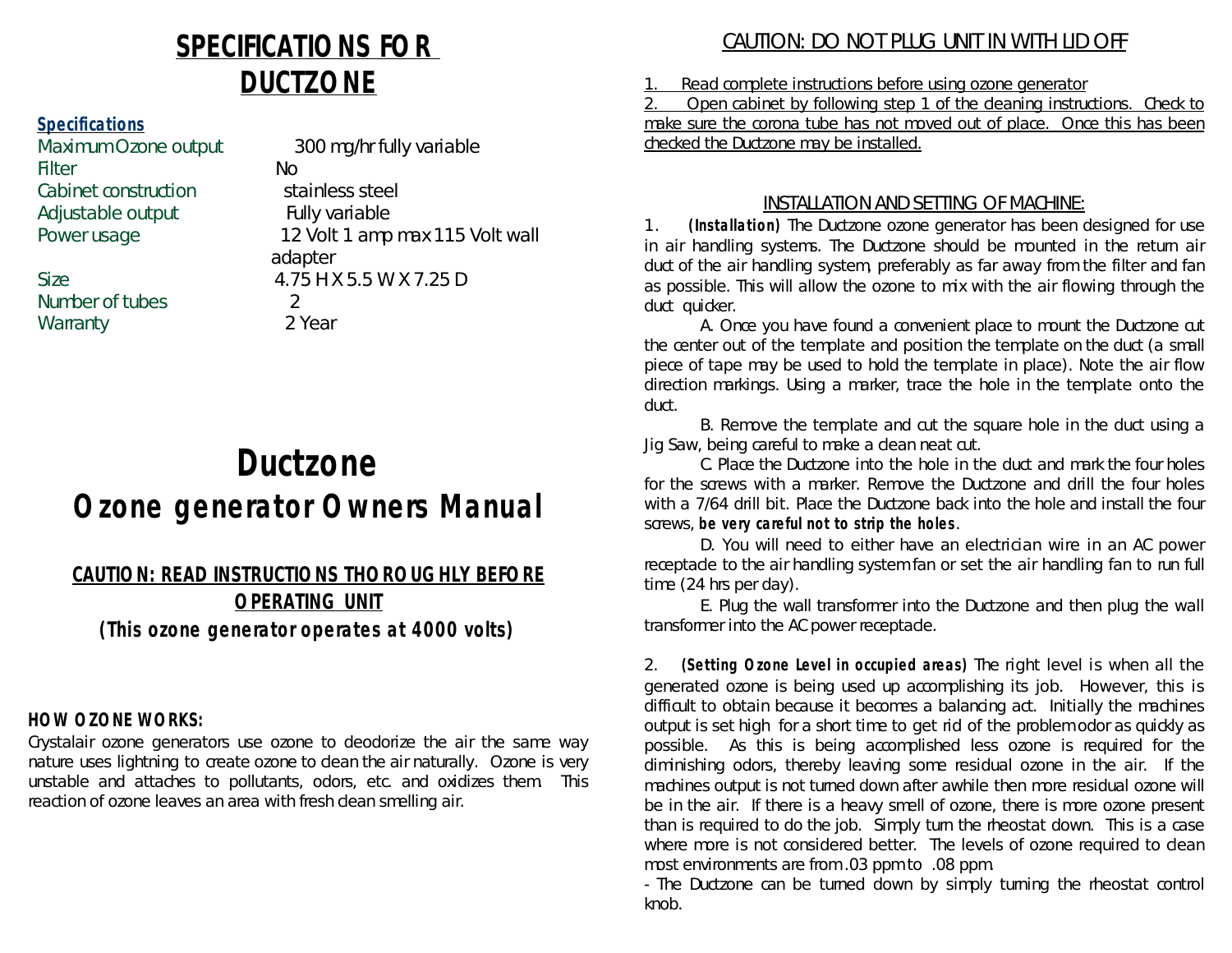# SPECIFICATIONS FOR DUCTZONE

**Specifications**

| | |
|---|---|
| Maximum Ozone output | 300 mg/hr fully variable |
| Filter | No |
| Cabinet construction | stainless steel |
| Adjustable output | Fully variable |
| Power usage | 12 Volt 1 amp max 115 Volt wall adapter |
| Size | 4.75 H X 5.5 W X 7.25 D |
| Number of tubes | 2 |
| Warranty | 2 Year |

# Ductzone

# Ozone generator Owners Manual

**CAUTION: READ INSTRUCTIONS THOROUGHLY BEFORE OPERATING UNIT**

**(This ozone generator operates at 4000 volts)**

### HOW OZONE WORKS:

Crystalair ozone generators use ozone to deodorize the air the same way nature uses lightning to create ozone to clean the air naturally. Ozone is very unstable and attaches to pollutants, odors, etc. and oxidizes them. This reaction of ozone leaves an area with fresh clean smelling air.

## CAUTION: DO NOT PLUG UNIT IN WITH LID OFF

1. Read complete instructions before using ozone generator
2. Open cabinet by following step 1 of the cleaning instructions. Check to make sure the corona tube has not moved out of place. Once this has been checked the Ductzone may be installed.

## INSTALLATION AND SETTING OF MACHINE:

1. **(Installation)** The Ductzone ozone generator has been designed for use in air handling systems. The Ductzone should be mounted in the return air duct of the air handling system, preferably as far away from the filter and fan as possible. This will allow the ozone to mix with the air flowing through the duct quicker.

   A. Once you have found a convenient place to mount the Ductzone cut the center out of the template and position the template on the duct (a small piece of tape may be used to hold the template in place). Note the air flow direction markings. Using a marker, trace the hole in the template onto the duct.

   B. Remove the template and cut the square hole in the duct using a Jig Saw, being careful to make a clean neat cut.

   C. Place the Ductzone into the hole in the duct and mark the four holes for the screws with a marker. Remove the Ductzone and drill the four holes with a 7/64 drill bit. Place the Ductzone back into the hole and install the four screws, **be very careful not to strip the holes**.

   D. You will need to either have an electrician wire in an AC power receptacle to the air handling system fan or set the air handling fan to run full time (24 hrs per day).

   E. Plug the wall transformer into the Ductzone and then plug the wall transformer into the AC power receptacle.

2. **(Setting Ozone Level in occupied areas)** The right level is when all the generated ozone is being used up accomplishing its job. However, this is difficult to obtain because it becomes a balancing act. Initially the machines output is set high for a short time to get rid of the problem odor as quickly as possible. As this is being accomplished less ozone is required for the diminishing odors, thereby leaving some residual ozone in the air. If the machines output is not turned down after awhile then more residual ozone will be in the air. If there is a heavy smell of ozone, there is more ozone present than is required to do the job. Simply turn the rheostat down. This is a case where more is not considered better. The levels of ozone required to clean most environments are from .03 ppm to .08 ppm.

- The Ductzone can be turned down by simply turning the rheostat control knob.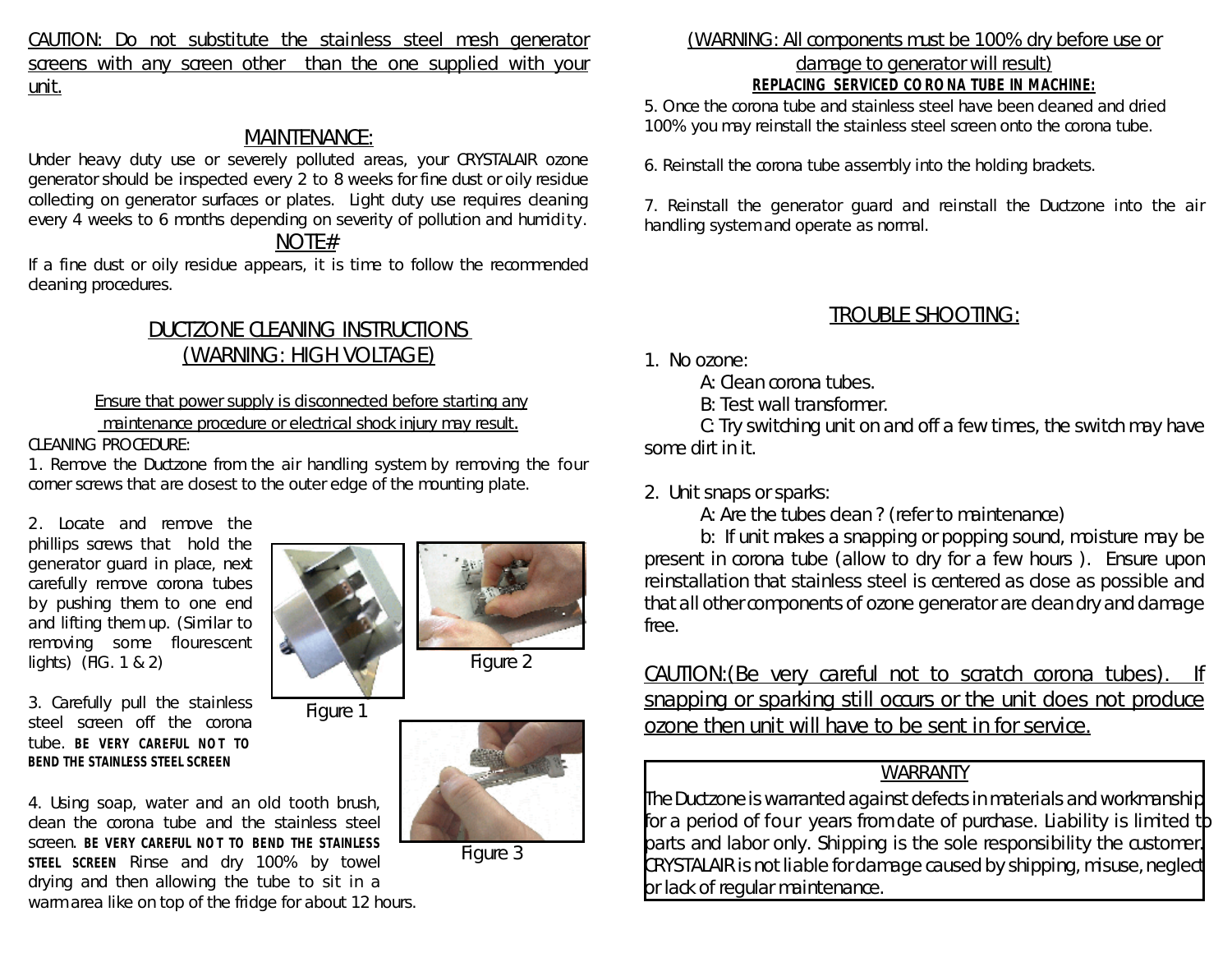CAUTION: Do not substitute the stainless steel mesh generator screens with any screen other than the one supplied with your unit.

## MAINTENANCE:

Under heavy duty use or severely polluted areas, your CRYSTALAIR ozone generator should be inspected every 2 to 8 weeks for fine dust or oily residue collecting on generator surfaces or plates. Light duty use requires cleaning every 4 weeks to 6 months depending on severity of pollution and humidity.

NOTE#

If a fine dust or oily residue appears, it is time to follow the recommended cleaning procedures.

## DUCTZONE CLEANING INSTRUCTIONS (WARNING: HIGH VOLTAGE)

Ensure that power supply is disconnected before starting any maintenance procedure or electrical shock injury may result.

CLEANING PROCEDURE:

1. Remove the Ductzone from the air handling system by removing the four corner screws that are closest to the outer edge of the mounting plate.

2. Locate and remove the phillips screws that hold the generator guard in place, next carefully remove corona tubes by pushing them to one end and lifting them up. (Similar to removing some flourescent lights) (FIG. 1 & 2)

Figure 1

Figure 2

3. Carefully pull the stainless steel screen off the corona tube. **BE VERY CAREFUL NOT TO BEND THE STAINLESS STEEL SCREEN**

Figure 3

4. Using soap, water and an old tooth brush, clean the corona tube and the stainless steel screen. **BE VERY CAREFUL NOT TO BEND THE STAINLESS STEEL SCREEN** Rinse and dry 100% by towel drying and then allowing the tube to sit in a warm area like on top of the fridge for about 12 hours.

(WARNING: All components must be 100% dry before use or damage to generator will result)

**REPLACING SERVICED CORONA TUBE IN MACHINE:**

5. Once the corona tube and stainless steel have been cleaned and dried 100% you may reinstall the stainless steel screen onto the corona tube.

6. Reinstall the corona tube assembly into the holding brackets.

7. Reinstall the generator guard and reinstall the Ductzone into the air handling system and operate as normal.

## TROUBLE SHOOTING:

1. No ozone:
   - A: Clean corona tubes.
   - B: Test wall transformer.
   - C: Try switching unit on and off a few times, the switch may have some dirt in it.

2. Unit snaps or sparks:
   - A: Are the tubes clean ? (refer to maintenance)
   - b: If unit makes a snapping or popping sound, moisture may be present in corona tube (allow to dry for a few hours ). Ensure upon reinstallation that stainless steel is centered as close as possible and that all other components of ozone generator are clean dry and damage free.

CAUTION:(Be very careful not to scratch corona tubes). If snapping or sparking still occurs or the unit does not produce ozone then unit will have to be sent in for service.

### WARRANTY

The Ductzone is warranted against defects in materials and workmanship for a period of four years from date of purchase. Liability is limited to parts and labor only. Shipping is the sole responsibility the customer. CRYSTALAIR is not liable for damage caused by shipping, misuse, neglect or lack of regular maintenance.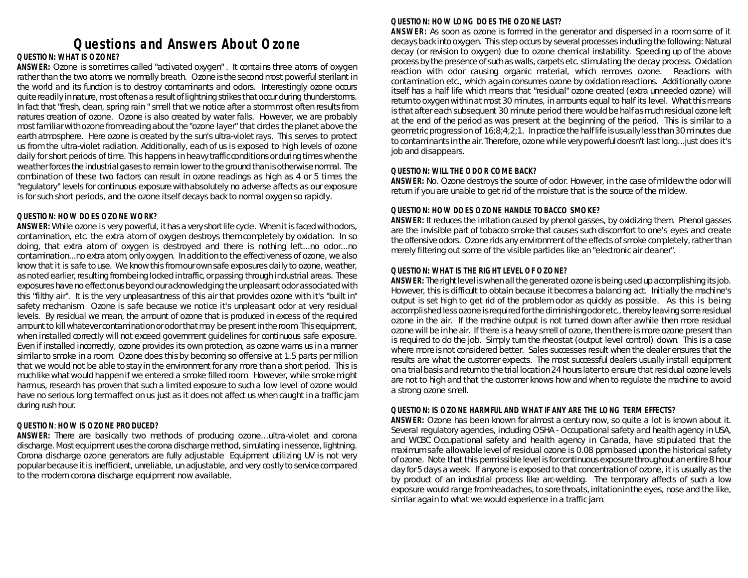# Questions and Answers About Ozone

**QUESTION: WHAT IS OZONE?**

**ANSWER:** Ozone is sometimes called "activated oxygen" . It contains three atoms of oxygen rather than the two atoms we normally breath. Ozone is the second most powerful sterilant in the world and its function is to destroy contaminants and odors. Interestingly ozone occurs quite readily in nature, most often as a result of lightning strikes that occur during thunderstorms. In fact that "fresh, clean, spring rain " smell that we notice after a storm most often results from natures creation of ozone. Ozone is also created by water falls. However, we are probably most familiar with ozone from reading about the "ozone layer" that circles the planet above the earth atmosphere. Here ozone is created by the sun's ultra-violet rays. This serves to protect us from the ultra-violet radiation. Additionally, each of us is exposed to high levels of ozone daily for short periods of time. This happens in heavy traffic conditions or during times when the weather forces the industrial gases to remain lower to the ground than is otherwise normal. The combination of these two factors can result in ozone readings as high as 4 or 5 times the "regulatory" levels for continuous exposure with absolutely no adverse affects as our exposure is for such short periods, and the ozone itself decays back to normal oxygen so rapidly.

**QUESTION: HOW DOES OZONE WORK?**

**ANSWER:** While ozone is very powerful, it has a very short life cycle. When it is faced with odors, contamination, etc. the extra atom of oxygen destroys them completely by oxidation. In so doing, that extra atom of oxygen is destroyed and there is nothing left...no odor...no contamination...no extra atom, only oxygen. In addition to the effectiveness of ozone, we also know that it is safe to use. We know this from our own safe exposures daily to ozone, weather, as noted earlier, resulting from being locked in traffic, or passing through industrial areas. These exposures have no effect on us beyond our acknowledging the unpleasant odor associated with this "filthy air". It is the very unpleasantness of this air that provides ozone with it's "built in" safety mechanism. Ozone is safe because we notice it's unpleasant odor at very residual levels. By residual we mean, the amount of ozone that is produced in excess of the required amount to kill whatever contamination or odor that may be present in the room. This equipment, when installed correctly will not exceed government guidelines for continuous safe exposure. Even if installed incorrectly, ozone provides its own protection, as ozone warns us in a manner similar to smoke in a room. Ozone does this by becoming so offensive at 1.5 parts per million that we would not be able to stay in the environment for any more than a short period. This is much like what would happen if we entered a smoke filled room. However, while smoke might harm us, research has proven that such a limited exposure to such a low level of ozone would have no serious long term affect on us just as it does not affect us when caught in a traffic jam during rush hour.

**QUESTION: HOW IS OZONE PRODUCED?**

**ANSWER:** There are basically two methods of producing ozone...ultra-violet and corona discharge. Most equipment uses the corona discharge method, simulating in essence, lightning. Corona discharge ozone generators are fully adjustable Equipment utilizing UV is not very popular because it is inefficient, unreliable, un adjustable, and very costly to service compared to the modern corona discharge equipment now available.

**QUESTION: HOW LONG DOES THE OZONE LAST?**

**ANSWER:** As soon as ozone is formed in the generator and dispersed in a room some of it decays back into oxygen. This step occurs by several processes including the following: Natural decay (or revision to oxygen) due to ozone chemical instability. Speeding up of the above process by the presence of such as walls, carpets etc. stimulating the decay process. Oxidation reaction with odor causing organic material, which removes ozone. Reactions with contamination etc., which again consumes ozone by oxidation reactions. Additionally ozone itself has a half life which means that "residual" ozone created (extra unneeded ozone) will return to oxygen within at most 30 minutes, in amounts equal to half its level. What this means is that after each subsequent 30 minute period there would be half as much residual ozone left at the end of the period as was present at the beginning of the period. This is similar to a geometric progression of 16;8;4;2;1. In practice the half life is usually less than 30 minutes due to contaminants in the air. Therefore, ozone while very powerful doesn't last long...just does it's job and disappears.

**QUESTION: WILL THE ODOR COME BACK?**

**ANSWER:** No. Ozone destroys the source of odor. However, in the case of mildew the odor will return if you are unable to get rid of the moisture that is the source of the mildew.

**QUESTION: HOW DOES OZONE HANDLE TOBACCO SMOKE?**

**ANSWER:** It reduces the irritation caused by phenol gasses, by oxidizing them. Phenol gasses are the invisible part of tobacco smoke that causes such discomfort to one's eyes and create the offensive odors. Ozone rids any environment of the effects of smoke completely, rather than merely filtering out some of the visible particles like an "electronic air cleaner".

**QUESTION: WHAT IS THE RIGHT LEVEL OF OZONE?**

**ANSWER:** The right level is when all the generated ozone is being used up accomplishing its job. However, this is difficult to obtain because it becomes a balancing act. Initially the machine's output is set high to get rid of the problem odor as quickly as possible. As this is being accomplished less ozone is required for the diminishing odor etc., thereby leaving some residual ozone in the air. If the machine output is not turned down after awhile then more residual ozone will be in he air. If there is a heavy smell of ozone, then there is more ozone present than is required to do the job. Simply turn the rheostat (output level control) down. This is a case where more is not considered better. Sales successes result when the dealer ensures that the results are what the customer expects. The most successful dealers usually install equipment on a trial basis and return to the trial location 24 hours later to ensure that residual ozone levels are not to high and that the customer knows how and when to regulate the machine to avoid a strong ozone smell.

**QUESTION: IS OZONE HARMFUL AND WHAT IF ANY ARE THE LONG TERM EFFECTS?**

**ANSWER:** Ozone has been known for almost a century now, so quite a lot is known about it. Several regulatory agencies, including OSHA - Occupational safety and health agency in USA, and WCBC Occupational safety and health agency in Canada, have stipulated that the maximum safe allowable level of residual ozone is 0.08 ppm based upon the historical safety of ozone. Note that this permissible level is for continuous exposure throughout an entire 8 hour day for 5 days a week. If anyone is exposed to that concentration of ozone, it is usually as the by product of an industrial process like arc-welding. The temporary affects of such a low exposure would range from headaches, to sore throats, irritation in the eyes, nose and the like, similar again to what we would experience in a traffic jam.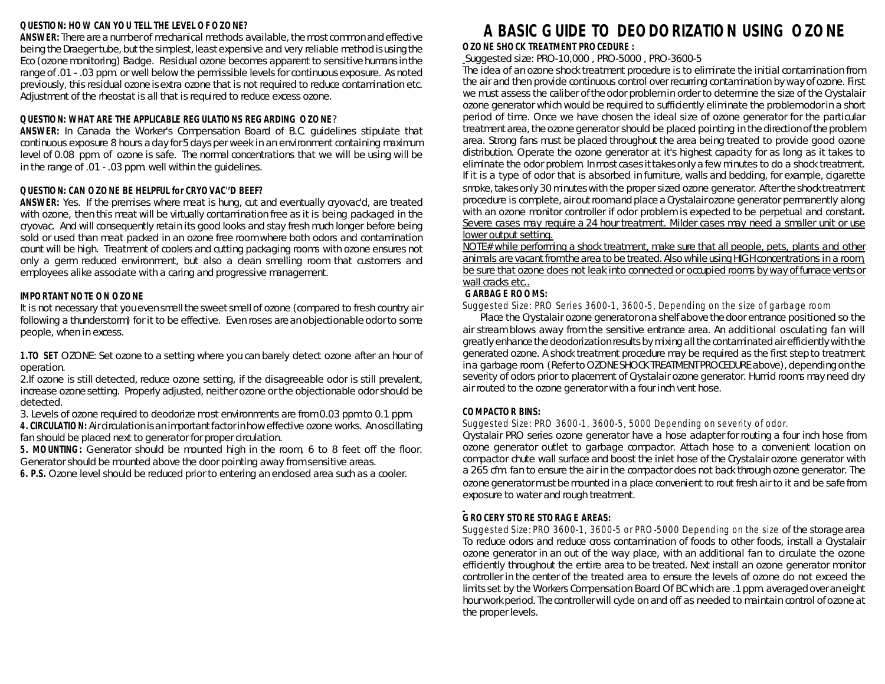**QUESTION: HOW CAN YOU TELL THE LEVEL OF OZONE?**
**ANSWER:** There are a number of mechanical methods available, the most common and effective being the Draeger tube, but the simplest, least expensive and very reliable method is using the Eco (ozone monitoring) Badge. Residual ozone becomes apparent to sensitive humans in the range of .01 - .03 ppm. or well below the permissible levels for continuous exposure. As noted previously, this residual ozone is extra ozone that is not required to reduce contamination etc. Adjustment of the rheostat is all that is required to reduce excess ozone.

**QUESTION: WHAT ARE THE APPLICABLE REGULATIONS REGARDING OZONE?**
**ANSWER:** In Canada the Worker's Compensation Board of B.C. guidelines stipulate that continuous exposure 8 hours a day for 5 days per week in an environment containing maximum level of 0.08 ppm. of ozone is safe. The normal concentrations that we will be using will be in the range of .01 - .03 ppm. well within the guidelines.

**QUESTION: CAN OZONE BE HELPFUL for CRYOVAC''D BEEF?**
**ANSWER:** Yes. If the premises where meat is hung, cut and eventually cryovac'd, are treated with ozone, then this meat will be virtually contamination free as it is being packaged in the cryovac. And will consequently retain its good looks and stay fresh much longer before being sold or used than meat packed in an ozone free room where both odors and contamination count will be high. Treatment of coolers and cutting packaging rooms with ozone ensures not only a germ reduced environment, but also a clean smelling room that customers and employees alike associate with a caring and progressive management.

**IMPORTANT NOTE ON OZONE**
It is not necessary that you even smell the sweet smell of ozone (compared to fresh country air following a thunderstorm) for it to be effective. Even roses are an objectionable odor to some people, when in excess.

**1.TO SET** OZONE: Set ozone to a setting where you can barely detect ozone after an hour of operation.
2.If ozone is still detected, reduce ozone setting, if the disagreeable odor is still prevalent, increase ozone setting. Properly adjusted, neither ozone or the objectionable odor should be detected.
3. Levels of ozone required to deodorize most environments are from 0.03 ppm to 0.1 ppm.
**4. CIRCULATION:** Air circulation is an important factor in how effective ozone works. An oscillating fan should be placed next to generator for proper circulation.
**5. MOUNTING:** Generator should be mounted high in the room, 6 to 8 feet off the floor. Generator should be mounted above the door pointing away from sensitive areas.
**6. P.S.** Ozone level should be reduced prior to entering an enclosed area such as a cooler.

# A BASIC GUIDE TO DEODORIZATION USING OZONE

**OZONE SHOCK TREATMENT PROCEDURE :**
Suggested size: PRO-10,000 , PRO-5000 , PRO-3600-5
The idea of an ozone shock treatment procedure is to eliminate the initial contamination from the air and then provide continuous control over recurring contamination by way of ozone. First we must assess the caliber of the odor problem in order to determine the size of the Crystalair ozone generator which would be required to sufficiently eliminate the problem odor in a short period of time. Once we have chosen the ideal size of ozone generator for the particular treatment area, the ozone generator should be placed pointing in the direction of the problem area. Strong fans must be placed throughout the area being treated to provide good ozone distribution. Operate the ozone generator at it's highest capacity for as long as it takes to eliminate the odor problem. In most cases it takes only a few minutes to do a shock treatment. If it is a type of odor that is absorbed in furniture, walls and bedding, for example, cigarette smoke, takes only 30 minutes with the proper sized ozone generator. After the shock treatment procedure is complete, air out room and place a Crystalair ozone generator permanently along with an ozone monitor controller if odor problem is expected to be perpetual and constant. Severe cases may require a 24 hour treatment. Milder cases may need a smaller unit or use lower output setting.
NOTE# while performing a shock treatment, make sure that all people, pets, plants and other animals are vacant from the area to be treated. Also while using HIGH concentrations in a room, be sure that ozone does not leak into connected or occupied rooms by way of furnace vents or wall cracks etc..

**GARBAGE ROOMS:**
Suggested Size: PRO Series 3600-1, 3600-5, Depending on the size of garbage room
Place the Crystalair ozone generator on a shelf above the door entrance positioned so the air stream blows away from the sensitive entrance area. An additional osculating fan will greatly enhance the deodorization results by mixing all the contaminated air efficiently with the generated ozone. A shock treatment procedure may be required as the first step to treatment in a garbage room. (Refer to OZONE SHOCK TREATMENT PROCEDURE above), depending on the severity of odors prior to placement of Crystalair ozone generator. Humid rooms may need dry air routed to the ozone generator with a four inch vent hose.

**COMPACTOR BINS:**
Suggested Size: PRO 3600-1, 3600-5, 5000 Depending on severity of odor.
Crystalair PRO series ozone generator have a hose adapter for routing a four inch hose from ozone generator outlet to garbage compactor. Attach hose to a convenient location on compactor chute wall surface and boost the inlet hose of the Crystalair ozone generator with a 265 cfm. fan to ensure the air in the compactor does not back through ozone generator. The ozone generator must be mounted in a place convenient to rout fresh air to it and be safe from exposure to water and rough treatment.

**GROCERY STORE STORAGE AREAS:**
Suggested Size: PRO 3600-1, 3600-5 or PRO-5000 Depending on the size of the storage area
To reduce odors and reduce cross contamination of foods to other foods, install a Crystalair ozone generator in an out of the way place, with an additional fan to circulate the ozone efficiently throughout the entire area to be treated. Next install an ozone generator monitor controller in the center of the treated area to ensure the levels of ozone do not exceed the limits set by the Workers Compensation Board Of BC which are .1 ppm. averaged over an eight hour work period. The controller will cycle on and off as needed to maintain control of ozone at the proper levels.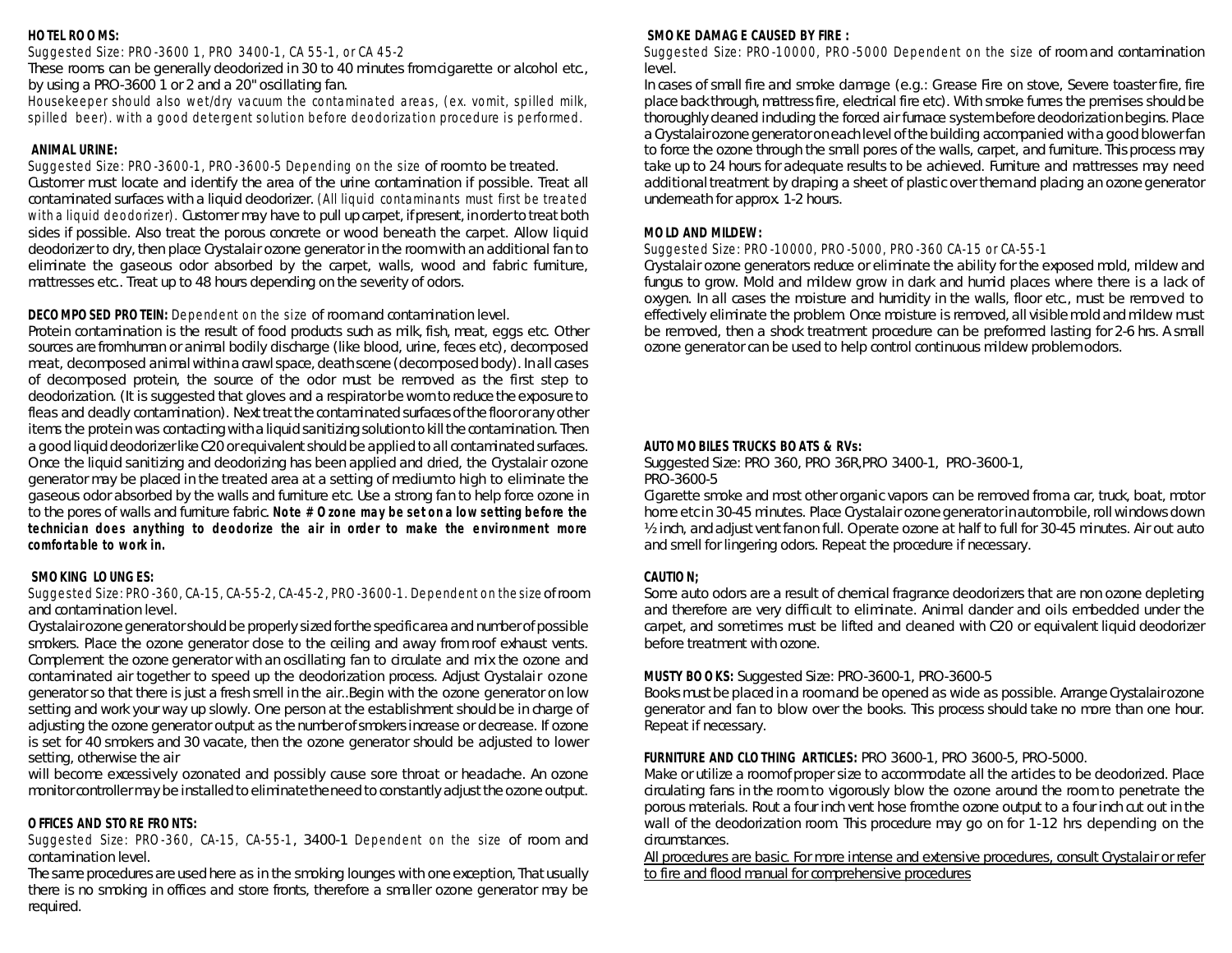**HOTEL ROOMS:**

*Suggested Size: PRO-3600 1, PRO 3400-1, CA 55-1, or CA 45-2*

These rooms can be generally deodorized in 30 to 40 minutes from cigarette or alcohol etc., by using a PRO-3600 1 or 2 and a 20" oscillating fan.

*Housekeeper should also wet/dry vacuum the contaminated areas, (ex. vomit, spilled milk, spilled beer). with a good detergent solution before deodorization procedure is performed.*

**ANIMAL URINE:**

*Suggested Size: PRO-3600-1, PRO-3600-5 Depending on the size* of room to be treated.

Customer must locate and identify the area of the urine contamination if possible. Treat all contaminated surfaces with a liquid deodorizer. *(All liquid contaminants must first be treated with a liquid deodorizer).* Customer may have to pull up carpet, if present, in order to treat both sides if possible. Also treat the porous concrete or wood beneath the carpet. Allow liquid deodorizer to dry, then place Crystalair ozone generator in the room with an additional fan to eliminate the gaseous odor absorbed by the carpet, walls, wood and fabric furniture, mattresses etc.. Treat up to 48 hours depending on the severity of odors.

**DECOMPOSED PROTEIN:** *Dependent on the size* of room and contamination level.

Protein contamination is the result of food products such as milk, fish, meat, eggs etc. Other sources are from human or animal bodily discharge (like blood, urine, feces etc), decomposed meat, decomposed animal within a crawl space, death scene (decomposed body). In all cases of decomposed protein, the source of the odor must be removed as the first step to deodorization. (It is suggested that gloves and a respirator be worn to reduce the exposure to fleas and deadly contamination). Next treat the contaminated surfaces of the floor or any other items the protein was contacting with a liquid sanitizing solution to kill the contamination. Then a good liquid deodorizer like C20 or equivalent should be applied to all contaminated surfaces. Once the liquid sanitizing and deodorizing has been applied and dried, the Crystalair ozone generator may be placed in the treated area at a setting of medium to high to eliminate the gaseous odor absorbed by the walls and furniture etc. Use a strong fan to help force ozone in to the pores of walls and furniture fabric. **Note # Ozone may be set on a low setting before the technician does anything to deodorize the air in order to make the environment more comfortable to work in.**

**SMOKING LOUNGES:**

*Suggested Size: PRO-360, CA-15, CA-55-2, CA-45-2, PRO-3600-1. Dependent on the size* of room and contamination level.

Crystalair ozone generators should be properly sized for the specific area and number of possible smokers. Place the ozone generator close to the ceiling and away from roof exhaust vents. Complement the ozone generator with an oscillating fan to circulate and mix the ozone and contaminated air together to speed up the deodorization process. Adjust Crystalair ozone generator so that there is just a fresh smell in the air..Begin with the ozone generator on low setting and work your way up slowly. One person at the establishment should be in charge of adjusting the ozone generator output as the number of smokers increase or decrease. If ozone is set for 40 smokers and 30 vacate, then the ozone generator should be adjusted to lower setting, otherwise the air will become excessively ozonated and possibly cause sore throat or headache. An ozone monitor controller may be installed to eliminate the need to constantly adjust the ozone output.

**OFFICES AND STORE FRONTS:**

*Suggested Size: PRO-360, CA-15, CA-55-1,* 3400-1 *Dependent on the size* of room and contamination level.

The same procedures are used here as in the smoking lounges with one exception, That usually there is no smoking in offices and store fronts, therefore a smaller ozone generator may be required.

**SMOKE DAMAGE CAUSED BY FIRE :**

*Suggested Size: PRO-10000, PRO-5000 Dependent on the size* of room and contamination level.

In cases of small fire and smoke damage (e.g.: Grease Fire on stove, Severe toaster fire, fire place back through, mattress fire, electrical fire etc). With smoke fumes the premises should be thoroughly cleaned including the forced air furnace system before deodorization begins. Place a Crystalair ozone generator on each level of the building accompanied with a good blower fan to force the ozone through the small pores of the walls, carpet, and furniture. This process may take up to 24 hours for adequate results to be achieved. Furniture and mattresses may need additional treatment by draping a sheet of plastic over them and placing an ozone generator underneath for approx. 1-2 hours.

**MOLD AND MILDEW:**

*Suggested Size: PRO-10000, PRO-5000, PRO-360 CA-15 or CA-55-1*

Crystalair ozone generators reduce or eliminate the ability for the exposed mold, mildew and fungus to grow. Mold and mildew grow in dark and humid places where there is a lack of oxygen. In all cases the moisture and humidity in the walls, floor etc., must be removed to effectively eliminate the problem. Once moisture is removed, all visible mold and mildew must be removed, then a shock treatment procedure can be preformed lasting for 2-6 hrs. A small ozone generator can be used to help control continuous mildew problem odors.

**AUTOMOBILES TRUCKS BOATS & RVs:**

Suggested Size: PRO 360, PRO 36R,PRO 3400-1, PRO-3600-1, PRO-3600-5

Cigarette smoke and most other organic vapors can be removed from a car, truck, boat, motor home etc in 30-45 minutes. Place Crystalair ozone generator in automobile, roll windows down ½ inch, and adjust vent fan on full. Operate ozone at half to full for 30-45 minutes. Air out auto and smell for lingering odors. Repeat the procedure if necessary.

**CAUTION;**

Some auto odors are a result of chemical fragrance deodorizers that are non ozone depleting and therefore are very difficult to eliminate. Animal dander and oils embedded under the carpet, and sometimes must be lifted and cleaned with C20 or equivalent liquid deodorizer before treatment with ozone.

**MUSTY BOOKS:** Suggested Size: PRO-3600-1, PRO-3600-5

Books must be placed in a room and be opened as wide as possible. Arrange Crystalair ozone generator and fan to blow over the books. This process should take no more than one hour. Repeat if necessary.

**FURNITURE AND CLOTHING ARTICLES:** PRO 3600-1, PRO 3600-5, PRO-5000.

Make or utilize a room of proper size to accommodate all the articles to be deodorized. Place circulating fans in the room to vigorously blow the ozone around the room to penetrate the porous materials. Rout a four inch vent hose from the ozone output to a four inch cut out in the wall of the deodorization room. This procedure may go on for 1-12 hrs depending on the circumstances.

<u>All procedures are basic. For more intense and extensive procedures, consult Crystalair or refer to fire and flood manual for comprehensive procedures</u>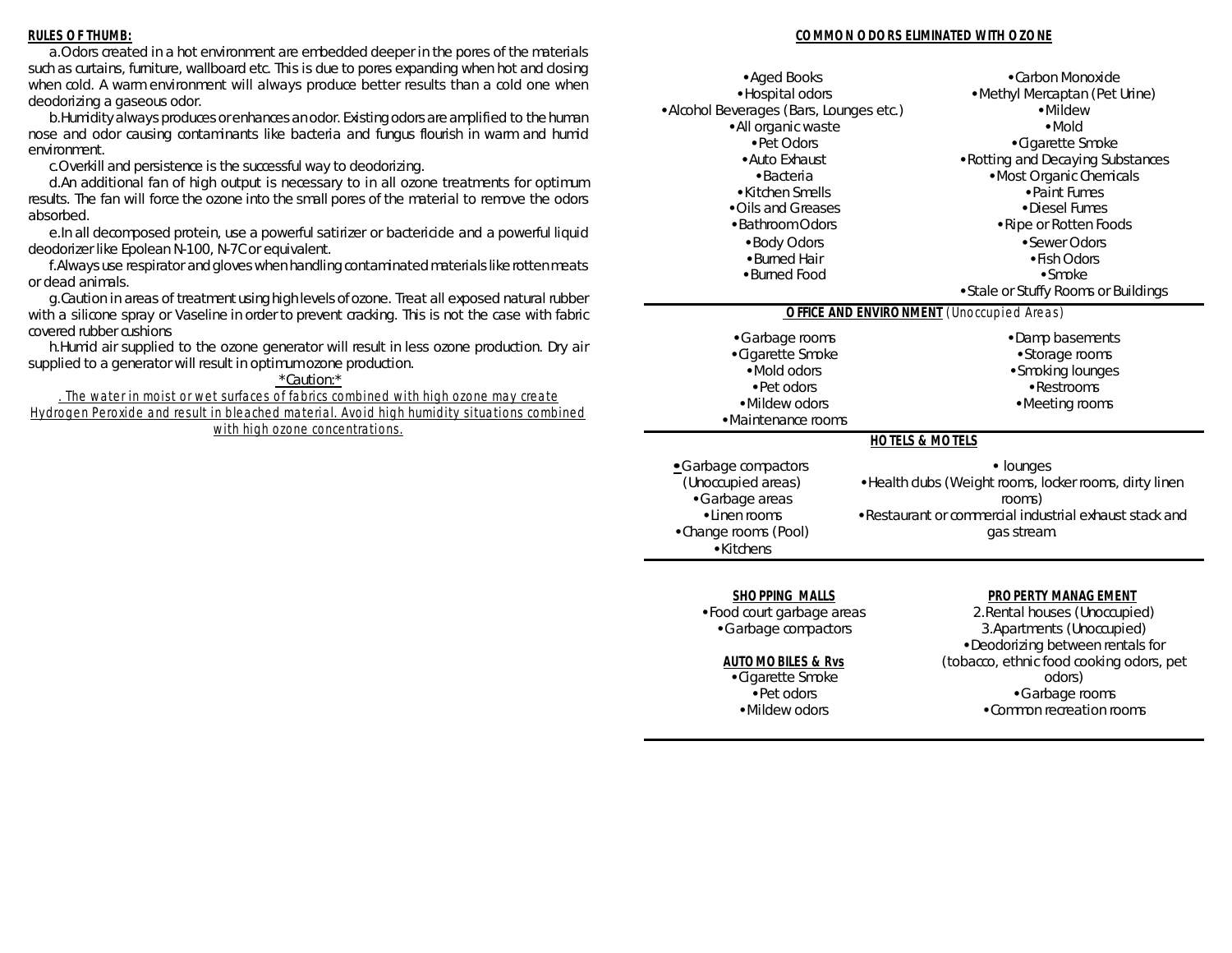**RULES OF THUMB:**

a. Odors created in a hot environment are embedded deeper in the pores of the materials such as curtains, furniture, wallboard etc. This is due to pores expanding when hot and closing when cold. A warm environment will always produce better results than a cold one when deodorizing a gaseous odor.

b. Humidity always produces or enhances an odor. Existing odors are amplified to the human nose and odor causing contaminants like bacteria and fungus flourish in warm and humid environment.

c. Overkill and persistence is the successful way to deodorizing.

d. An additional fan of high output is necessary to in all ozone treatments for optimum results. The fan will force the ozone into the small pores of the material to remove the odors absorbed.

e. In all decomposed protein, use a powerful satirizer or bactericide and a powerful liquid deodorizer like Epolean N-100, N-7C or equivalent.

f. Always use respirator and gloves when handling contaminated materials like rotten meats or dead animals.

g. Caution in areas of treatment using high levels of ozone. Treat all exposed natural rubber with a silicone spray or Vaseline in order to prevent cracking. This is not the case with fabric covered rubber cushions

h. Humid air supplied to the ozone generator will result in less ozone production. Dry air supplied to a generator will result in optimum ozone production.

*Caution:*

. The water in moist or wet surfaces of fabrics combined with high ozone may create Hydrogen Peroxide and result in bleached material. Avoid high humidity situations combined with high ozone concentrations.

**COMMON ODORS ELIMINATED WITH OZONE**

- Aged Books
- Hospital odors
- Alcohol Beverages (Bars, Lounges etc.)
- All organic waste
- Pet Odors
- Auto Exhaust
- Bacteria
- Kitchen Smells
- Oils and Greases
- Bathroom Odors
- Body Odors
- Burned Hair
- Burned Food
- Carbon Monoxide
- Methyl Mercaptan (Pet Urine)
- Mildew
- Mold
- Cigarette Smoke
- Rotting and Decaying Substances
- Most Organic Chemicals
- Paint Fumes
- Diesel Fumes
- Ripe or Rotten Foods
- Sewer Odors
- Fish Odors
- Smoke
- Stale or Stuffy Rooms or Buildings

**OFFICE AND ENVIRONMENT** (Unoccupied Areas)

- Garbage rooms
- Cigarette Smoke
- Mold odors
- Pet odors
- Mildew odors
- Maintenance rooms
- Damp basements
- Storage rooms
- Smoking lounges
- Restrooms
- Meeting rooms

**HOTELS & MOTELS**

- Garbage compactors (Unoccupied areas)
- Garbage areas
- Linen rooms
- Change rooms (Pool)
- Kitchens
- lounges
- Health clubs (Weight rooms, locker rooms, dirty linen rooms)
- Restaurant or commercial industrial exhaust stack and gas stream.

**SHOPPING MALLS**

- Food court garbage areas
- Garbage compactors

**AUTOMOBILES & RVs**

- Cigarette Smoke
- Pet odors
- Mildew odors

**PROPERTY MANAGEMENT**

2. Rental houses (Unoccupied)
3. Apartments (Unoccupied)

- Deodorizing between rentals for (tobacco, ethnic food cooking odors, pet odors)
- Garbage rooms
- Common recreation rooms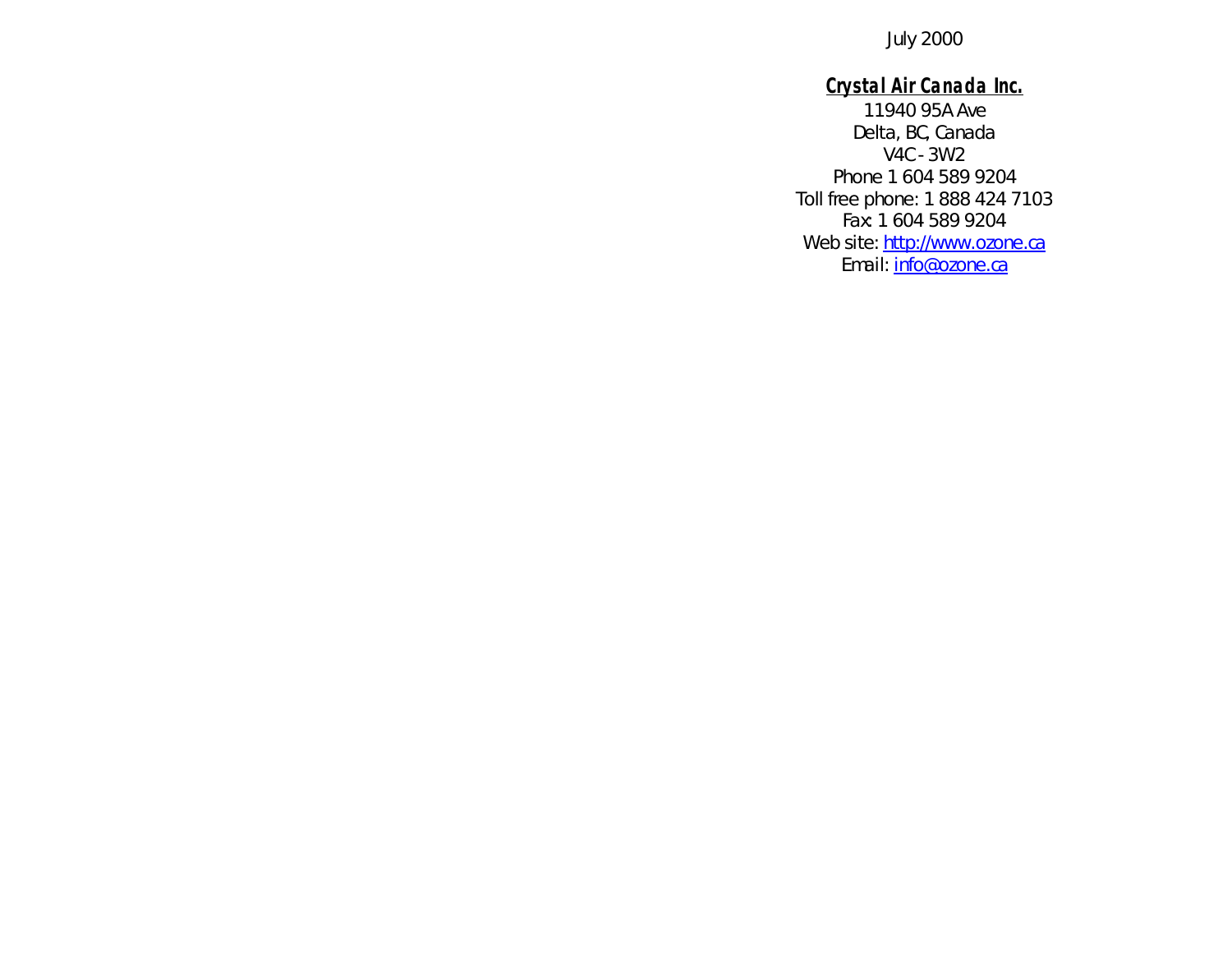July 2000

**Crystal Air Canada Inc.**

11940 95A Ave
Delta, BC, Canada
V4C - 3W2
Phone 1 604 589 9204
Toll free phone: 1 888 424 7103
Fax: 1 604 589 9204
Web site: http://www.ozone.ca
Email: info@ozone.ca